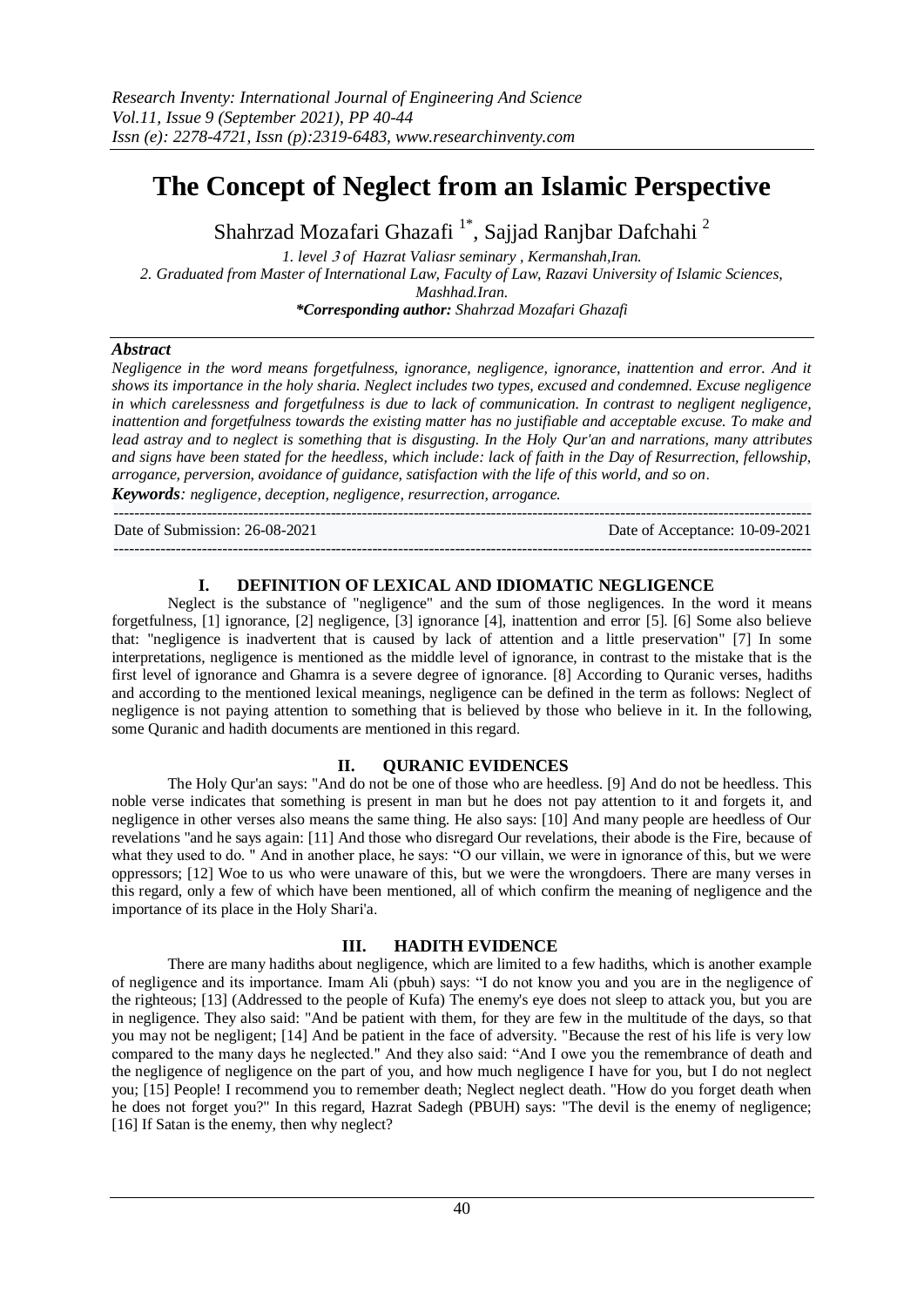# The Concept of Neglect from an Islamic Perspective

Shahrzad Mozafari Ghazafi [1*], Sajjad Ranjbar Dafchahi [2]

*1. level 3 of Hazrat Valiasr seminary , Kermanshah,Iran.*
*2. Graduated from Master of International Law, Faculty of Law, Razavi University of Islamic Sciences, Mashhad.Iran.*
***Corresponding author:** Shahrzad Mozafari Ghazafi*

### *Abstract*

*Negligence in the word means forgetfulness, ignorance, negligence, ignorance, inattention and error. And it shows its importance in the holy sharia. Neglect includes two types, excused and condemned. Excuse negligence in which carelessness and forgetfulness is due to lack of communication. In contrast to negligent negligence, inattention and forgetfulness towards the existing matter has no justifiable and acceptable excuse. To make and lead astray and to neglect is something that is disgusting. In the Holy Qur'an and narrations, many attributes and signs have been stated for the heedless, which include: lack of faith in the Day of Resurrection, fellowship, arrogance, perversion, avoidance of guidance, satisfaction with the life of this world, and so on.*

***Keywords**: negligence, deception, negligence, resurrection, arrogance.*

Date of Submission: 26-08-2021 Date of Acceptance: 10-09-2021

## I. DEFINITION OF LEXICAL AND IDIOMATIC NEGLIGENCE

Neglect is the substance of "negligence" and the sum of those negligences. In the word it means forgetfulness, [1] ignorance, [2] negligence, [3] ignorance [4], inattention and error [5]. [6] Some also believe that: "negligence is inadvertent that is caused by lack of attention and a little preservation" [7] In some interpretations, negligence is mentioned as the middle level of ignorance, in contrast to the mistake that is the first level of ignorance and Ghamra is a severe degree of ignorance. [8] According to Quranic verses, hadiths and according to the mentioned lexical meanings, negligence can be defined in the term as follows: Neglect of negligence is not paying attention to something that is believed by those who believe in it. In the following, some Quranic and hadith documents are mentioned in this regard.

## II. QURANIC EVIDENCES

The Holy Qur'an says: "And do not be one of those who are heedless. [9] And do not be heedless. This noble verse indicates that something is present in man but he does not pay attention to it and forgets it, and negligence in other verses also means the same thing. He also says: [10] And many people are heedless of Our revelations "and he says again: [11] And those who disregard Our revelations, their abode is the Fire, because of what they used to do. " And in another place, he says: "O our villain, we were in ignorance of this, but we were oppressors; [12] Woe to us who were unaware of this, but we were the wrongdoers. There are many verses in this regard, only a few of which have been mentioned, all of which confirm the meaning of negligence and the importance of its place in the Holy Shari'a.

## III. HADITH EVIDENCE

There are many hadiths about negligence, which are limited to a few hadiths, which is another example of negligence and its importance. Imam Ali (pbuh) says: "I do not know you and you are in the negligence of the righteous; [13] (Addressed to the people of Kufa) The enemy's eye does not sleep to attack you, but you are in negligence. They also said: "And be patient with them, for they are few in the multitude of the days, so that you may not be negligent; [14] And be patient in the face of adversity. "Because the rest of his life is very low compared to the many days he neglected." And they also said: "And I owe you the remembrance of death and the negligence of negligence on the part of you, and how much negligence I have for you, but I do not neglect you; [15] People! I recommend you to remember death; Neglect neglect death. "How do you forget death when he does not forget you?" In this regard, Hazrat Sadegh (PBUH) says: "The devil is the enemy of negligence; [16] If Satan is the enemy, then why neglect?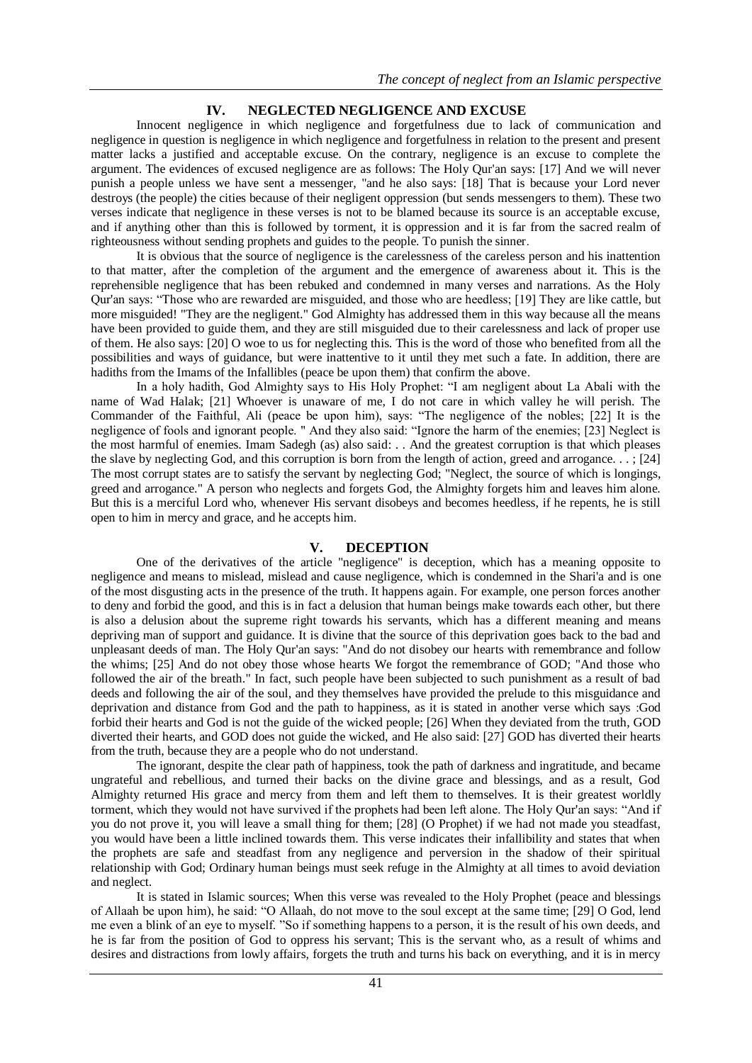## IV. NEGLECTED NEGLIGENCE AND EXCUSE

Innocent negligence in which negligence and forgetfulness due to lack of communication and negligence in question is negligence in which negligence and forgetfulness in relation to the present and present matter lacks a justified and acceptable excuse. On the contrary, negligence is an excuse to complete the argument. The evidences of excused negligence are as follows: The Holy Qur'an says: [17] And we will never punish a people unless we have sent a messenger, "and he also says: [18] That is because your Lord never destroys (the people) the cities because of their negligent oppression (but sends messengers to them). These two verses indicate that negligence in these verses is not to be blamed because its source is an acceptable excuse, and if anything other than this is followed by torment, it is oppression and it is far from the sacred realm of righteousness without sending prophets and guides to the people. To punish the sinner.

It is obvious that the source of negligence is the carelessness of the careless person and his inattention to that matter, after the completion of the argument and the emergence of awareness about it. This is the reprehensible negligence that has been rebuked and condemned in many verses and narrations. As the Holy Qur'an says: "Those who are rewarded are misguided, and those who are heedless; [19] They are like cattle, but more misguided! "They are the negligent." God Almighty has addressed them in this way because all the means have been provided to guide them, and they are still misguided due to their carelessness and lack of proper use of them. He also says: [20] O woe to us for neglecting this. This is the word of those who benefited from all the possibilities and ways of guidance, but were inattentive to it until they met such a fate. In addition, there are hadiths from the Imams of the Infallibles (peace be upon them) that confirm the above.

In a holy hadith, God Almighty says to His Holy Prophet: "I am negligent about La Abali with the name of Wad Halak; [21] Whoever is unaware of me, I do not care in which valley he will perish. The Commander of the Faithful, Ali (peace be upon him), says: "The negligence of the nobles; [22] It is the negligence of fools and ignorant people. " And they also said: "Ignore the harm of the enemies; [23] Neglect is the most harmful of enemies. Imam Sadegh (as) also said: . . And the greatest corruption is that which pleases the slave by neglecting God, and this corruption is born from the length of action, greed and arrogance. . . ; [24] The most corrupt states are to satisfy the servant by neglecting God; "Neglect, the source of which is longings, greed and arrogance." A person who neglects and forgets God, the Almighty forgets him and leaves him alone. But this is a merciful Lord who, whenever His servant disobeys and becomes heedless, if he repents, he is still open to him in mercy and grace, and he accepts him.

## V. DECEPTION

One of the derivatives of the article "negligence" is deception, which has a meaning opposite to negligence and means to mislead, mislead and cause negligence, which is condemned in the Shari'a and is one of the most disgusting acts in the presence of the truth. It happens again. For example, one person forces another to deny and forbid the good, and this is in fact a delusion that human beings make towards each other, but there is also a delusion about the supreme right towards his servants, which has a different meaning and means depriving man of support and guidance. It is divine that the source of this deprivation goes back to the bad and unpleasant deeds of man. The Holy Qur'an says: "And do not disobey our hearts with remembrance and follow the whims; [25] And do not obey those whose hearts We forgot the remembrance of GOD; "And those who followed the air of the breath." In fact, such people have been subjected to such punishment as a result of bad deeds and following the air of the soul, and they themselves have provided the prelude to this misguidance and deprivation and distance from God and the path to happiness, as it is stated in another verse which says :God forbid their hearts and God is not the guide of the wicked people; [26] When they deviated from the truth, GOD diverted their hearts, and GOD does not guide the wicked, and He also said: [27] GOD has diverted their hearts from the truth, because they are a people who do not understand.

The ignorant, despite the clear path of happiness, took the path of darkness and ingratitude, and became ungrateful and rebellious, and turned their backs on the divine grace and blessings, and as a result, God Almighty returned His grace and mercy from them and left them to themselves. It is their greatest worldly torment, which they would not have survived if the prophets had been left alone. The Holy Qur'an says: "And if you do not prove it, you will leave a small thing for them; [28] (O Prophet) if we had not made you steadfast, you would have been a little inclined towards them. This verse indicates their infallibility and states that when the prophets are safe and steadfast from any negligence and perversion in the shadow of their spiritual relationship with God; Ordinary human beings must seek refuge in the Almighty at all times to avoid deviation and neglect.

It is stated in Islamic sources; When this verse was revealed to the Holy Prophet (peace and blessings of Allaah be upon him), he said: "O Allaah, do not move to the soul except at the same time; [29] O God, lend me even a blink of an eye to myself. "So if something happens to a person, it is the result of his own deeds, and he is far from the position of God to oppress his servant; This is the servant who, as a result of whims and desires and distractions from lowly affairs, forgets the truth and turns his back on everything, and it is in mercy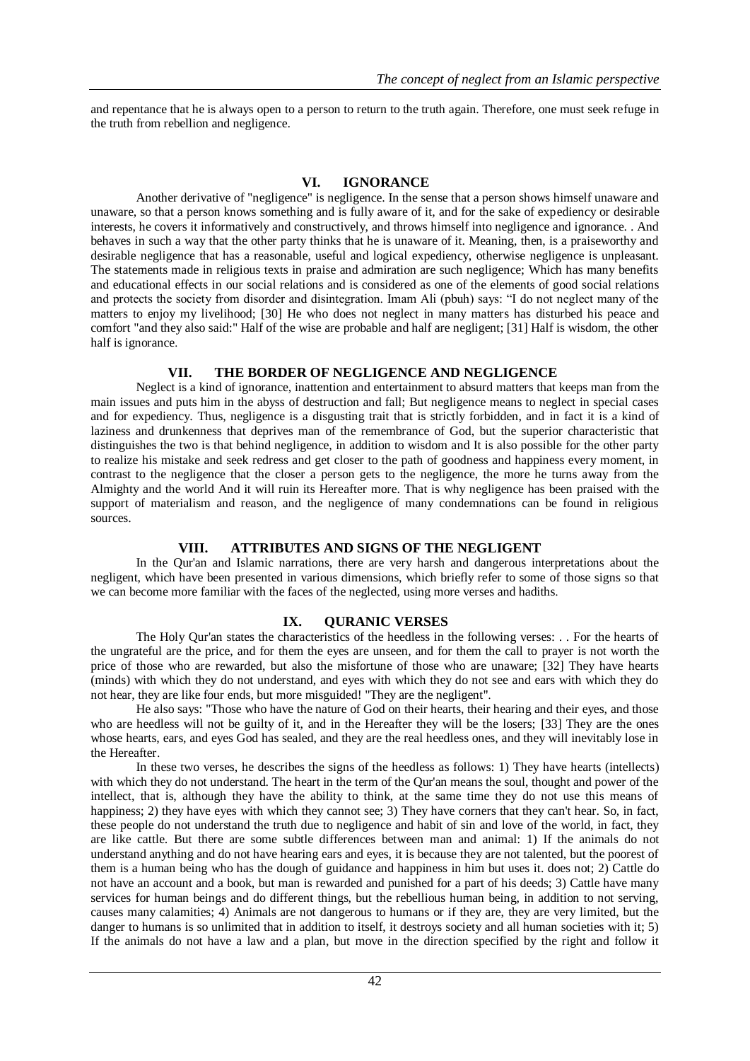and repentance that he is always open to a person to return to the truth again. Therefore, one must seek refuge in the truth from rebellion and negligence.

## VI. IGNORANCE

Another derivative of "negligence" is negligence. In the sense that a person shows himself unaware and unaware, so that a person knows something and is fully aware of it, and for the sake of expediency or desirable interests, he covers it informatively and constructively, and throws himself into negligence and ignorance. . And behaves in such a way that the other party thinks that he is unaware of it. Meaning, then, is a praiseworthy and desirable negligence that has a reasonable, useful and logical expediency, otherwise negligence is unpleasant. The statements made in religious texts in praise and admiration are such negligence; Which has many benefits and educational effects in our social relations and is considered as one of the elements of good social relations and protects the society from disorder and disintegration. Imam Ali (pbuh) says: "I do not neglect many of the matters to enjoy my livelihood; [30] He who does not neglect in many matters has disturbed his peace and comfort "and they also said:" Half of the wise are probable and half are negligent; [31] Half is wisdom, the other half is ignorance.

## VII. THE BORDER OF NEGLIGENCE AND NEGLIGENCE

Neglect is a kind of ignorance, inattention and entertainment to absurd matters that keeps man from the main issues and puts him in the abyss of destruction and fall; But negligence means to neglect in special cases and for expediency. Thus, negligence is a disgusting trait that is strictly forbidden, and in fact it is a kind of laziness and drunkenness that deprives man of the remembrance of God, but the superior characteristic that distinguishes the two is that behind negligence, in addition to wisdom and It is also possible for the other party to realize his mistake and seek redress and get closer to the path of goodness and happiness every moment, in contrast to the negligence that the closer a person gets to the negligence, the more he turns away from the Almighty and the world And it will ruin its Hereafter more. That is why negligence has been praised with the support of materialism and reason, and the negligence of many condemnations can be found in religious sources.

## VIII. ATTRIBUTES AND SIGNS OF THE NEGLIGENT

In the Qur'an and Islamic narrations, there are very harsh and dangerous interpretations about the negligent, which have been presented in various dimensions, which briefly refer to some of those signs so that we can become more familiar with the faces of the neglected, using more verses and hadiths.

## IX. QURANIC VERSES

The Holy Qur'an states the characteristics of the heedless in the following verses: . . For the hearts of the ungrateful are the price, and for them the eyes are unseen, and for them the call to prayer is not worth the price of those who are rewarded, but also the misfortune of those who are unaware; [32] They have hearts (minds) with which they do not understand, and eyes with which they do not see and ears with which they do not hear, they are like four ends, but more misguided! "They are the negligent".

He also says: "Those who have the nature of God on their hearts, their hearing and their eyes, and those who are heedless will not be guilty of it, and in the Hereafter they will be the losers; [33] They are the ones whose hearts, ears, and eyes God has sealed, and they are the real heedless ones, and they will inevitably lose in the Hereafter.

In these two verses, he describes the signs of the heedless as follows: 1) They have hearts (intellects) with which they do not understand. The heart in the term of the Qur'an means the soul, thought and power of the intellect, that is, although they have the ability to think, at the same time they do not use this means of happiness; 2) they have eyes with which they cannot see; 3) They have corners that they can't hear. So, in fact, these people do not understand the truth due to negligence and habit of sin and love of the world, in fact, they are like cattle. But there are some subtle differences between man and animal: 1) If the animals do not understand anything and do not have hearing ears and eyes, it is because they are not talented, but the poorest of them is a human being who has the dough of guidance and happiness in him but uses it. does not; 2) Cattle do not have an account and a book, but man is rewarded and punished for a part of his deeds; 3) Cattle have many services for human beings and do different things, but the rebellious human being, in addition to not serving, causes many calamities; 4) Animals are not dangerous to humans or if they are, they are very limited, but the danger to humans is so unlimited that in addition to itself, it destroys society and all human societies with it; 5) If the animals do not have a law and a plan, but move in the direction specified by the right and follow it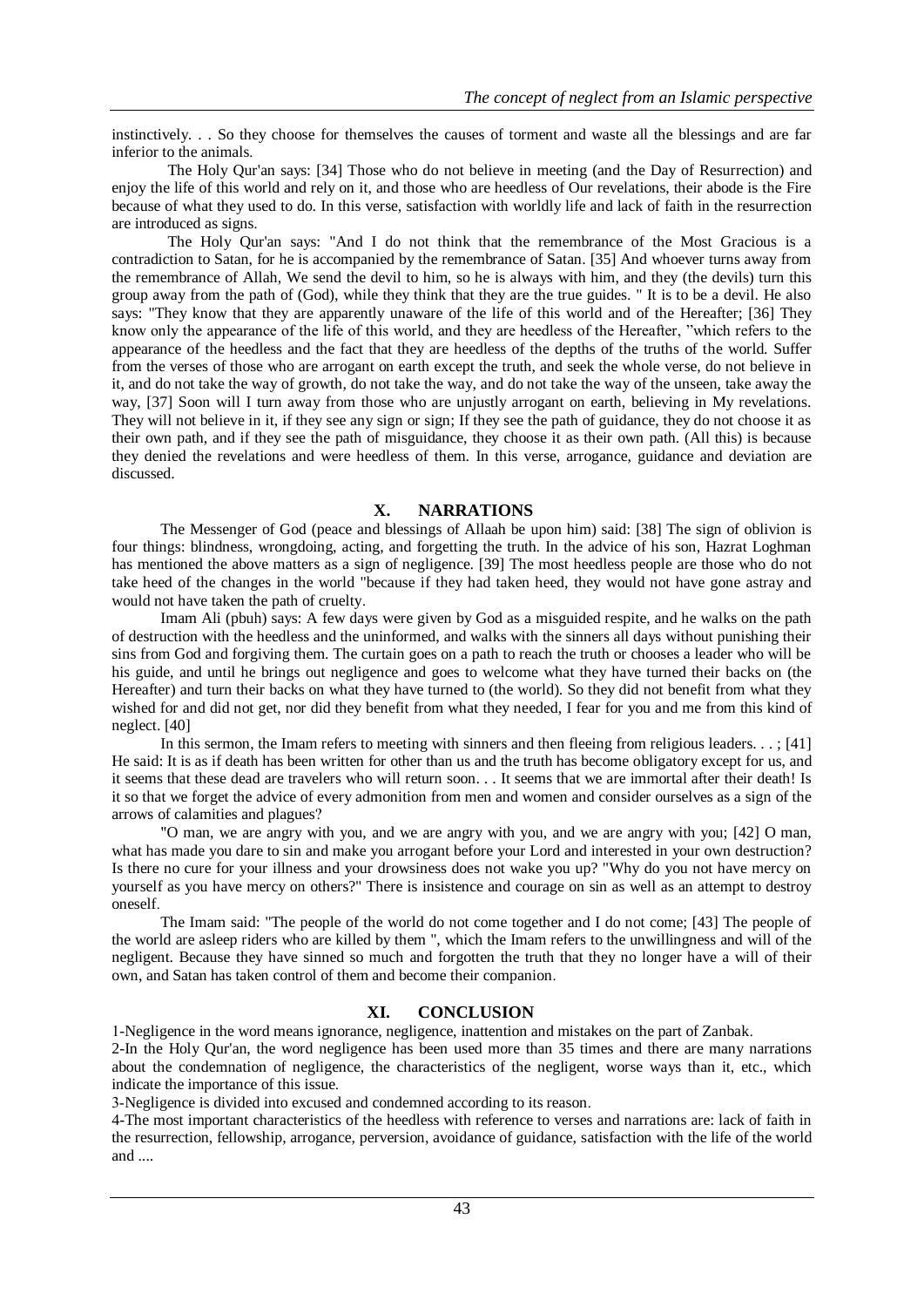instinctively. . . So they choose for themselves the causes of torment and waste all the blessings and are far inferior to the animals.

The Holy Qur'an says: [34] Those who do not believe in meeting (and the Day of Resurrection) and enjoy the life of this world and rely on it, and those who are heedless of Our revelations, their abode is the Fire because of what they used to do. In this verse, satisfaction with worldly life and lack of faith in the resurrection are introduced as signs.

The Holy Qur'an says: "And I do not think that the remembrance of the Most Gracious is a contradiction to Satan, for he is accompanied by the remembrance of Satan. [35] And whoever turns away from the remembrance of Allah, We send the devil to him, so he is always with him, and they (the devils) turn this group away from the path of (God), while they think that they are the true guides. " It is to be a devil. He also says: "They know that they are apparently unaware of the life of this world and of the Hereafter; [36] They know only the appearance of the life of this world, and they are heedless of the Hereafter, "which refers to the appearance of the heedless and the fact that they are heedless of the depths of the truths of the world. Suffer from the verses of those who are arrogant on earth except the truth, and seek the whole verse, do not believe in it, and do not take the way of growth, do not take the way, and do not take the way of the unseen, take away the way, [37] Soon will I turn away from those who are unjustly arrogant on earth, believing in My revelations. They will not believe in it, if they see any sign or sign; If they see the path of guidance, they do not choose it as their own path, and if they see the path of misguidance, they choose it as their own path. (All this) is because they denied the revelations and were heedless of them. In this verse, arrogance, guidance and deviation are discussed.

## X. NARRATIONS

The Messenger of God (peace and blessings of Allaah be upon him) said: [38] The sign of oblivion is four things: blindness, wrongdoing, acting, and forgetting the truth. In the advice of his son, Hazrat Loghman has mentioned the above matters as a sign of negligence. [39] The most heedless people are those who do not take heed of the changes in the world "because if they had taken heed, they would not have gone astray and would not have taken the path of cruelty.

Imam Ali (pbuh) says: A few days were given by God as a misguided respite, and he walks on the path of destruction with the heedless and the uninformed, and walks with the sinners all days without punishing their sins from God and forgiving them. The curtain goes on a path to reach the truth or chooses a leader who will be his guide, and until he brings out negligence and goes to welcome what they have turned their backs on (the Hereafter) and turn their backs on what they have turned to (the world). So they did not benefit from what they wished for and did not get, nor did they benefit from what they needed, I fear for you and me from this kind of neglect. [40]

In this sermon, the Imam refers to meeting with sinners and then fleeing from religious leaders. . . ; [41] He said: It is as if death has been written for other than us and the truth has become obligatory except for us, and it seems that these dead are travelers who will return soon. . . It seems that we are immortal after their death! Is it so that we forget the advice of every admonition from men and women and consider ourselves as a sign of the arrows of calamities and plagues?

"O man, we are angry with you, and we are angry with you, and we are angry with you; [42] O man, what has made you dare to sin and make you arrogant before your Lord and interested in your own destruction? Is there no cure for your illness and your drowsiness does not wake you up? "Why do you not have mercy on yourself as you have mercy on others?" There is insistence and courage on sin as well as an attempt to destroy oneself.

The Imam said: "The people of the world do not come together and I do not come; [43] The people of the world are asleep riders who are killed by them ", which the Imam refers to the unwillingness and will of the negligent. Because they have sinned so much and forgotten the truth that they no longer have a will of their own, and Satan has taken control of them and become their companion.

## XI. CONCLUSION

1-Negligence in the word means ignorance, negligence, inattention and mistakes on the part of Zanbak.

2-In the Holy Qur'an, the word negligence has been used more than 35 times and there are many narrations about the condemnation of negligence, the characteristics of the negligent, worse ways than it, etc., which indicate the importance of this issue.

3-Negligence is divided into excused and condemned according to its reason.

4-The most important characteristics of the heedless with reference to verses and narrations are: lack of faith in the resurrection, fellowship, arrogance, perversion, avoidance of guidance, satisfaction with the life of the world and ....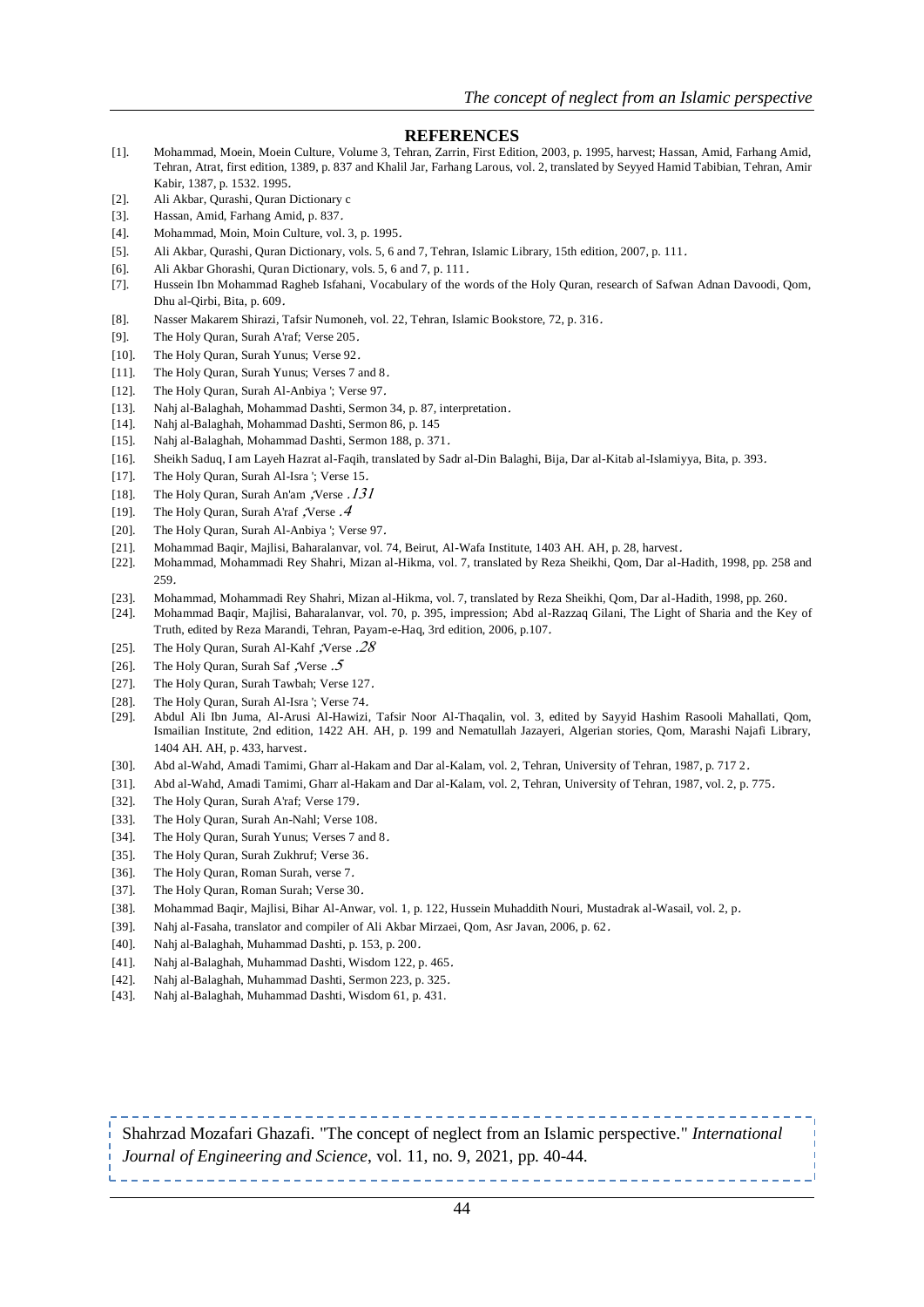## REFERENCES

[1]. Mohammad, Moein, Moein Culture, Volume 3, Tehran, Zarrin, First Edition, 2003, p. 1995, harvest; Hassan, Amid, Farhang Amid, Tehran, Atrat, first edition, 1389, p. 837 and Khalil Jar, Farhang Larous, vol. 2, translated by Seyyed Hamid Tabibian, Tehran, Amir Kabir, 1387, p. 1532. 1995.

[2]. Ali Akbar, Qurashi, Quran Dictionary c

[3]. Hassan, Amid, Farhang Amid, p. 837.

[4]. Mohammad, Moin, Moin Culture, vol. 3, p. 1995.

[5]. Ali Akbar, Qurashi, Quran Dictionary, vols. 5, 6 and 7, Tehran, Islamic Library, 15th edition, 2007, p. 111.

[6]. Ali Akbar Ghorashi, Quran Dictionary, vols. 5, 6 and 7, p. 111.

[7]. Hussein Ibn Mohammad Ragheb Isfahani, Vocabulary of the words of the Holy Quran, research of Safwan Adnan Davoodi, Qom, Dhu al-Qirbi, Bita, p. 609.

[8]. Nasser Makarem Shirazi, Tafsir Numoneh, vol. 22, Tehran, Islamic Bookstore, 72, p. 316.

[9]. The Holy Quran, Surah A'raf; Verse 205.

[10]. The Holy Quran, Surah Yunus; Verse 92.

[11]. The Holy Quran, Surah Yunus; Verses 7 and 8.

[12]. The Holy Quran, Surah Al-Anbiya '; Verse 97.

[13]. Nahj al-Balaghah, Mohammad Dashti, Sermon 34, p. 87, interpretation.

[14]. Nahj al-Balaghah, Mohammad Dashti, Sermon 86, p. 145

[15]. Nahj al-Balaghah, Mohammad Dashti, Sermon 188, p. 371.

[16]. Sheikh Saduq, I am Layeh Hazrat al-Faqih, translated by Sadr al-Din Balaghi, Bija, Dar al-Kitab al-Islamiyya, Bita, p. 393.

[17]. The Holy Quran, Surah Al-Isra '; Verse 15.

[18]. The Holy Quran, Surah An'am ;Verse .131

[19]. The Holy Quran, Surah A'raf ;Verse .4

[20]. The Holy Quran, Surah Al-Anbiya '; Verse 97.

[21]. Mohammad Baqir, Majlisi, Baharalanvar, vol. 74, Beirut, Al-Wafa Institute, 1403 AH. AH, p. 28, harvest.

[22]. Mohammad, Mohammadi Rey Shahri, Mizan al-Hikma, vol. 7, translated by Reza Sheikhi, Qom, Dar al-Hadith, 1998, pp. 258 and 259.

[23]. Mohammad, Mohammadi Rey Shahri, Mizan al-Hikma, vol. 7, translated by Reza Sheikhi, Qom, Dar al-Hadith, 1998, pp. 260.

[24]. Mohammad Baqir, Majlisi, Baharalanvar, vol. 70, p. 395, impression; Abd al-Razzaq Gilani, The Light of Sharia and the Key of Truth, edited by Reza Marandi, Tehran, Payam-e-Haq, 3rd edition, 2006, p.107.

[25]. The Holy Quran, Surah Al-Kahf ;Verse .28

[26]. The Holy Quran, Surah Saf ;Verse .5

[27]. The Holy Quran, Surah Tawbah; Verse 127.

[28]. The Holy Quran, Surah Al-Isra '; Verse 74.

[29]. Abdul Ali Ibn Juma, Al-Arusi Al-Hawizi, Tafsir Noor Al-Thaqalin, vol. 3, edited by Sayyid Hashim Rasooli Mahallati, Qom, Ismailian Institute, 2nd edition, 1422 AH. AH, p. 199 and Nematullah Jazayeri, Algerian stories, Qom, Marashi Najafi Library, 1404 AH. AH, p. 433, harvest.

[30]. Abd al-Wahd, Amadi Tamimi, Gharr al-Hakam and Dar al-Kalam, vol. 2, Tehran, University of Tehran, 1987, p. 717 2.

[31]. Abd al-Wahd, Amadi Tamimi, Gharr al-Hakam and Dar al-Kalam, vol. 2, Tehran, University of Tehran, 1987, vol. 2, p. 775.

[32]. The Holy Quran, Surah A'raf; Verse 179.

[33]. The Holy Quran, Surah An-Nahl; Verse 108.

[34]. The Holy Quran, Surah Yunus; Verses 7 and 8.

[35]. The Holy Quran, Surah Zukhruf; Verse 36.

[36]. The Holy Quran, Roman Surah, verse 7.

[37]. The Holy Quran, Roman Surah; Verse 30.

[38]. Mohammad Baqir, Majlisi, Bihar Al-Anwar, vol. 1, p. 122, Hussein Muhaddith Nouri, Mustadrak al-Wasail, vol. 2, p.

[39]. Nahj al-Fasaha, translator and compiler of Ali Akbar Mirzaei, Qom, Asr Javan, 2006, p. 62.

[40]. Nahj al-Balaghah, Muhammad Dashti, p. 153, p. 200.

[41]. Nahj al-Balaghah, Muhammad Dashti, Wisdom 122, p. 465.

[42]. Nahj al-Balaghah, Muhammad Dashti, Sermon 223, p. 325.

[43]. Nahj al-Balaghah, Muhammad Dashti, Wisdom 61, p. 431.

Shahrzad Mozafari Ghazafi. "The concept of neglect from an Islamic perspective." *International Journal of Engineering and Science*, vol. 11, no. 9, 2021, pp. 40-44.